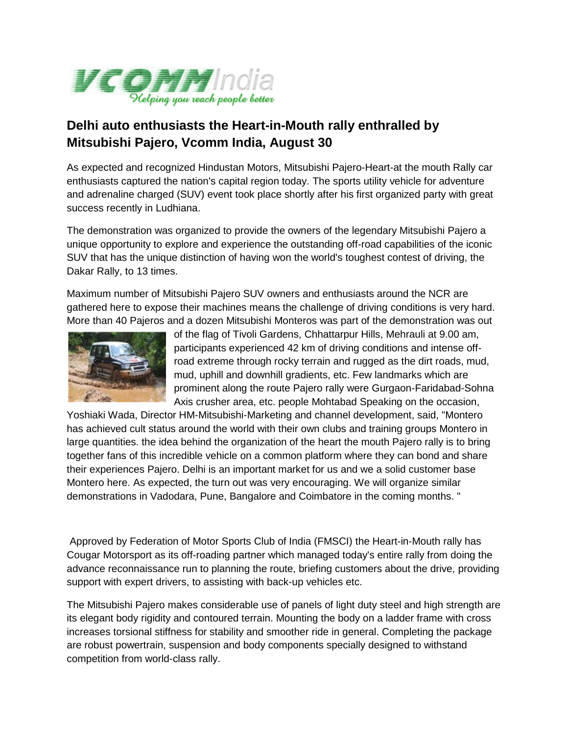**VCOMM** India

*Helping you reach people better*

## Delhi auto enthusiasts the Heart-in-Mouth rally enthralled by Mitsubishi Pajero, Vcomm India, August 30

As expected and recognized Hindustan Motors, Mitsubishi Pajero-Heart-at the mouth Rally car enthusiasts captured the nation's capital region today. The sports utility vehicle for adventure and adrenaline charged (SUV) event took place shortly after his first organized party with great success recently in Ludhiana.

The demonstration was organized to provide the owners of the legendary Mitsubishi Pajero a unique opportunity to explore and experience the outstanding off-road capabilities of the iconic SUV that has the unique distinction of having won the world's toughest contest of driving, the Dakar Rally, to 13 times.

Maximum number of Mitsubishi Pajero SUV owners and enthusiasts around the NCR are gathered here to expose their machines means the challenge of driving conditions is very hard. More than 40 Pajeros and a dozen Mitsubishi Monteros was part of the demonstration was out of the flag of Tivoli Gardens, Chhattarpur Hills, Mehrauli at 9.00 am, participants experienced 42 km of driving conditions and intense off-road extreme through rocky terrain and rugged as the dirt roads, mud, mud, uphill and downhill gradients, etc. Few landmarks which are prominent along the route Pajero rally were Gurgaon-Faridabad-Sohna Axis crusher area, etc. people Mohtabad Speaking on the occasion, Yoshiaki Wada, Director HM-Mitsubishi-Marketing and channel development, said, "Montero has achieved cult status around the world with their own clubs and training groups Montero in large quantities. the idea behind the organization of the heart the mouth Pajero rally is to bring together fans of this incredible vehicle on a common platform where they can bond and share their experiences Pajero. Delhi is an important market for us and we a solid customer base Montero here. As expected, the turn out was very encouraging. We will organize similar demonstrations in Vadodara, Pune, Bangalore and Coimbatore in the coming months. "

Approved by Federation of Motor Sports Club of India (FMSCI) the Heart-in-Mouth rally has Cougar Motorsport as its off-roading partner which managed today's entire rally from doing the advance reconnaissance run to planning the route, briefing customers about the drive, providing support with expert drivers, to assisting with back-up vehicles etc.

The Mitsubishi Pajero makes considerable use of panels of light duty steel and high strength are its elegant body rigidity and contoured terrain. Mounting the body on a ladder frame with cross increases torsional stiffness for stability and smoother ride in general. Completing the package are robust powertrain, suspension and body components specially designed to withstand competition from world-class rally.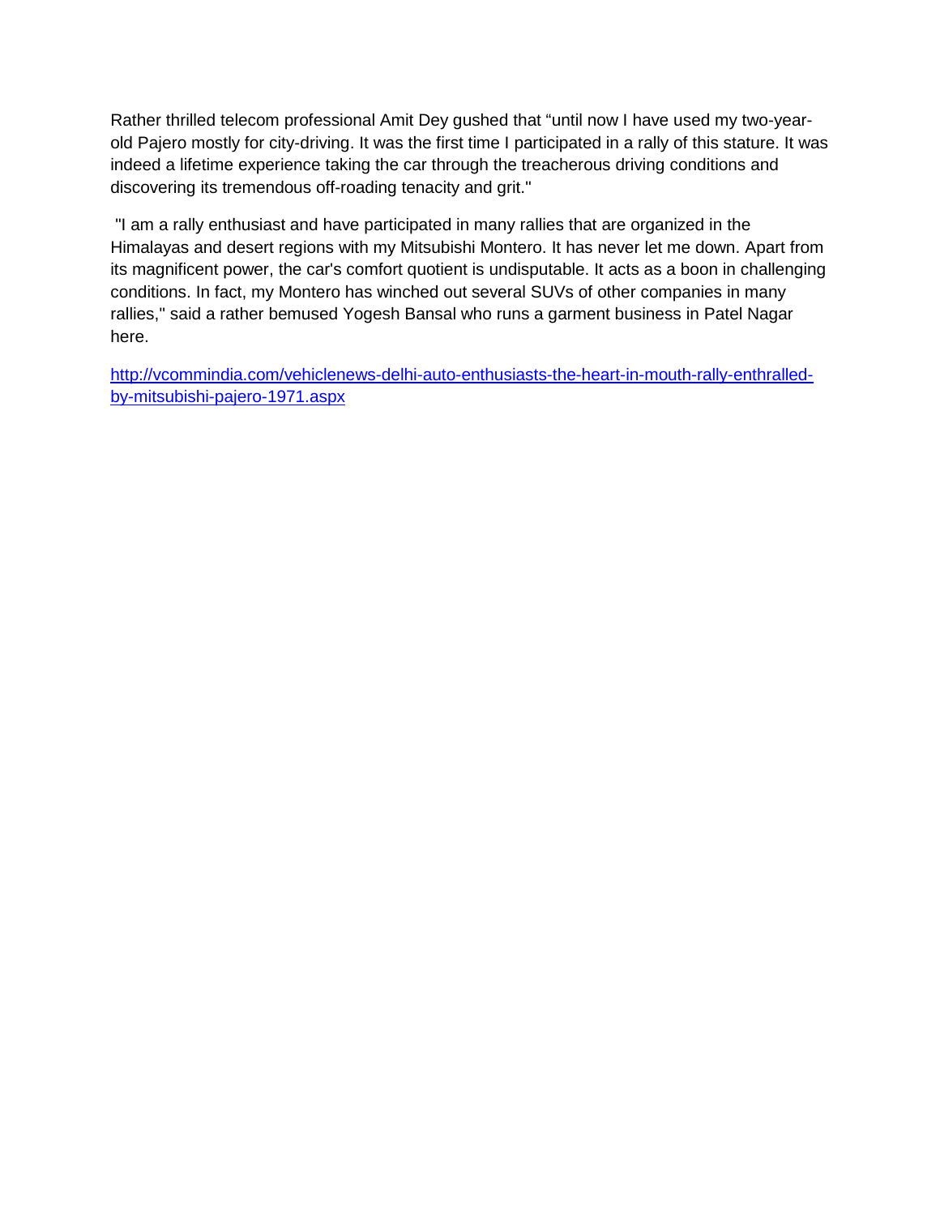Rather thrilled telecom professional Amit Dey gushed that “until now I have used my two-year-old Pajero mostly for city-driving. It was the first time I participated in a rally of this stature. It was indeed a lifetime experience taking the car through the treacherous driving conditions and discovering its tremendous off-roading tenacity and grit."

"I am a rally enthusiast and have participated in many rallies that are organized in the Himalayas and desert regions with my Mitsubishi Montero. It has never let me down. Apart from its magnificent power, the car's comfort quotient is undisputable. It acts as a boon in challenging conditions. In fact, my Montero has winched out several SUVs of other companies in many rallies," said a rather bemused Yogesh Bansal who runs a garment business in Patel Nagar here.

[http://vcommindia.com/vehiclenews-delhi-auto-enthusiasts-the-heart-in-mouth-rally-enthralled-by-mitsubishi-pajero-1971.aspx](http://vcommindia.com/vehiclenews-delhi-auto-enthusiasts-the-heart-in-mouth-rally-enthralled-by-mitsubishi-pajero-1971.aspx)